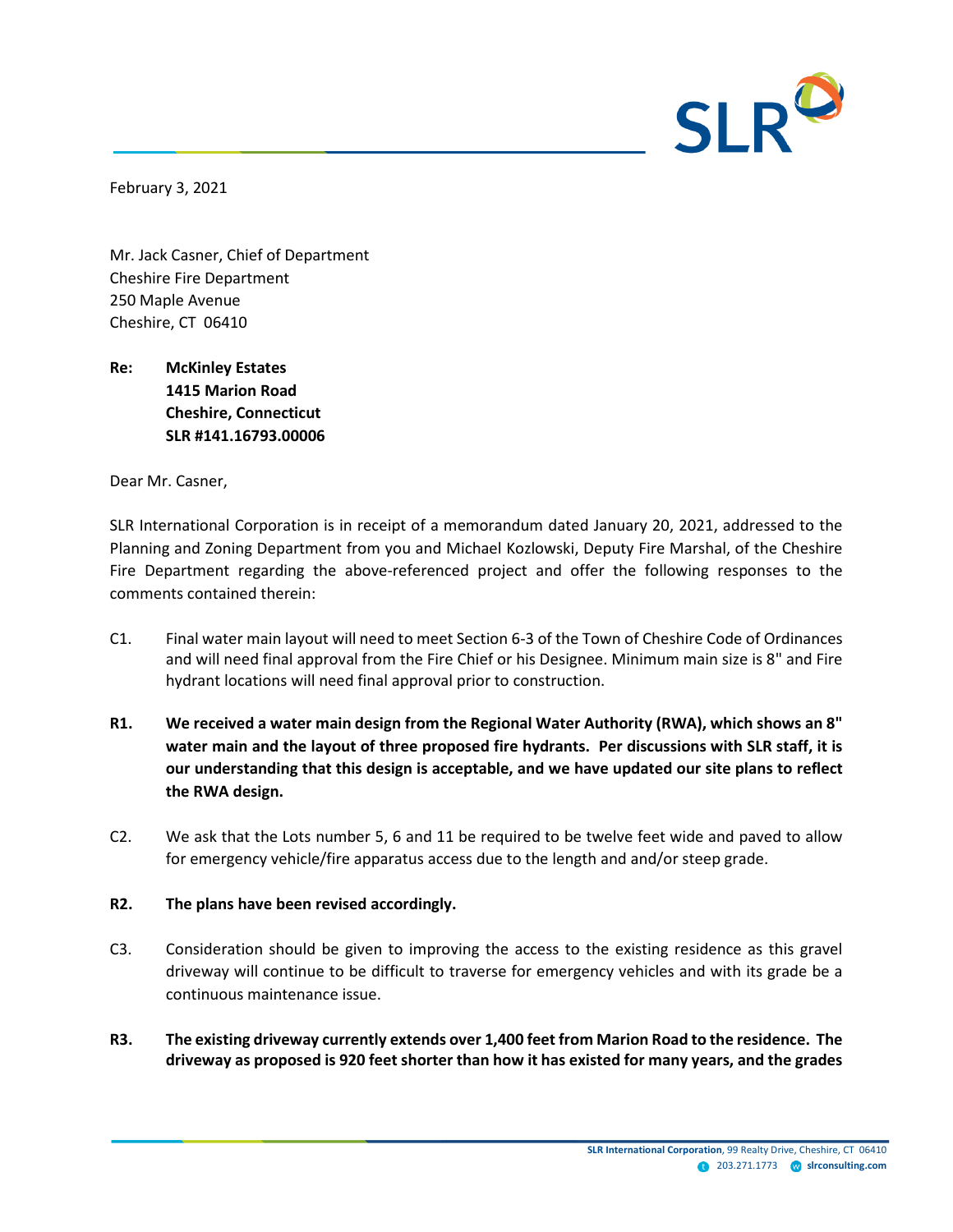February 3, 2021

Mr. Jack Casner, Chief of Department
Cheshire Fire Department
250 Maple Avenue
Cheshire, CT 06410

**Re: McKinley Estates**
**1415 Marion Road**
**Cheshire, Connecticut**
**SLR #141.16793.00006**

Dear Mr. Casner,

SLR International Corporation is in receipt of a memorandum dated January 20, 2021, addressed to the Planning and Zoning Department from you and Michael Kozlowski, Deputy Fire Marshal, of the Cheshire Fire Department regarding the above-referenced project and offer the following responses to the comments contained therein:

C1. Final water main layout will need to meet Section 6-3 of the Town of Cheshire Code of Ordinances and will need final approval from the Fire Chief or his Designee. Minimum main size is 8" and Fire hydrant locations will need final approval prior to construction.

**R1. We received a water main design from the Regional Water Authority (RWA), which shows an 8" water main and the layout of three proposed fire hydrants. Per discussions with SLR staff, it is our understanding that this design is acceptable, and we have updated our site plans to reflect the RWA design.**

C2. We ask that the Lots number 5, 6 and 11 be required to be twelve feet wide and paved to allow for emergency vehicle/fire apparatus access due to the length and and/or steep grade.

**R2. The plans have been revised accordingly.**

C3. Consideration should be given to improving the access to the existing residence as this gravel driveway will continue to be difficult to traverse for emergency vehicles and with its grade be a continuous maintenance issue.

**R3. The existing driveway currently extends over 1,400 feet from Marion Road to the residence. The driveway as proposed is 920 feet shorter than how it has existed for many years, and the grades**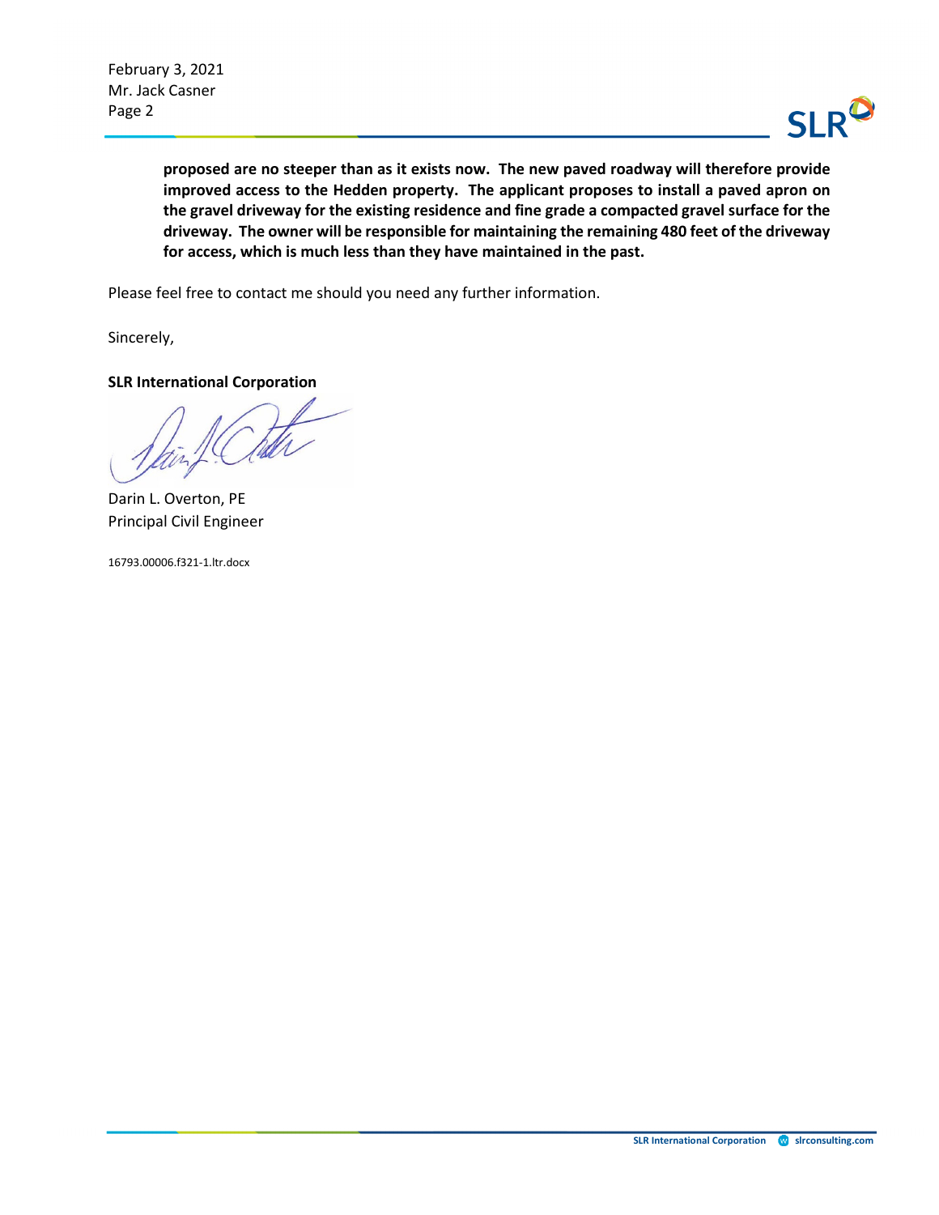**proposed are no steeper than as it exists now. The new paved roadway will therefore provide improved access to the Hedden property. The applicant proposes to install a paved apron on the gravel driveway for the existing residence and fine grade a compacted gravel surface for the driveway. The owner will be responsible for maintaining the remaining 480 feet of the driveway for access, which is much less than they have maintained in the past.**

Please feel free to contact me should you need any further information.

Sincerely,

**SLR International Corporation**

Darin L. Overton, PE
Principal Civil Engineer

16793.00006.f321-1.ltr.docx